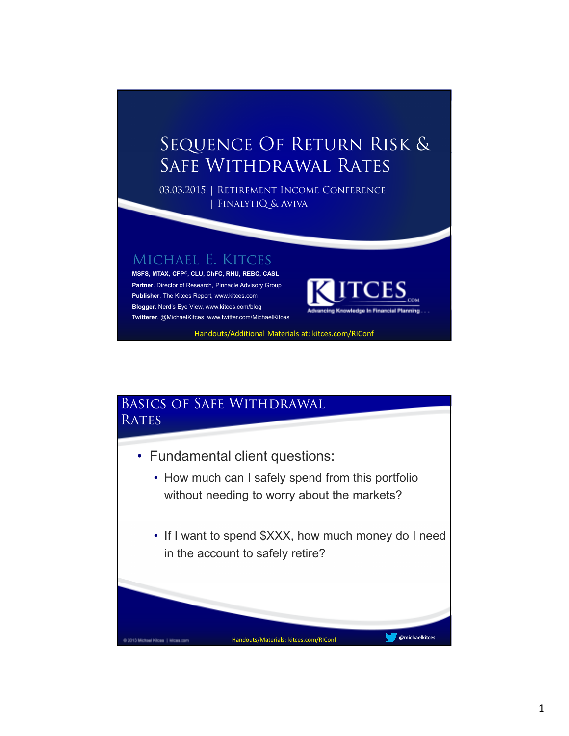# Sequence Of Return Risk & Safe Withdrawal Rates

03.03.2015 | Retirement Income Conference | FinalytiQ & Aviva

## Michael E. Kitces

**MSFS, MTAX, CFP®, CLU, ChFC, RHU, REBC, CASL**

**Partner**. Director of Research, Pinnacle Advisory Group

**Publisher**. The Kitces Report, www.kitces.com

**Blogger**. Nerd's Eye View, www.kitces.com/blog

**Twitterer**. @MichaelKitces, www.twitter.com/MichaelKitces

KITCES.COM — Advancing Knowledge In Financial Planning...

Handouts/Additional Materials at: kitces.com/RIConf

---

## Basics of Safe Withdrawal Rates

- Fundamental client questions:
  - How much can I safely spend from this portfolio without needing to worry about the markets?
  - If I want to spend $XXX, how much money do I need in the account to safely retire?

© 2013 Michael Kitces | kitces.com

Handouts/Materials: kitces.com/RIConf

@michaelkitces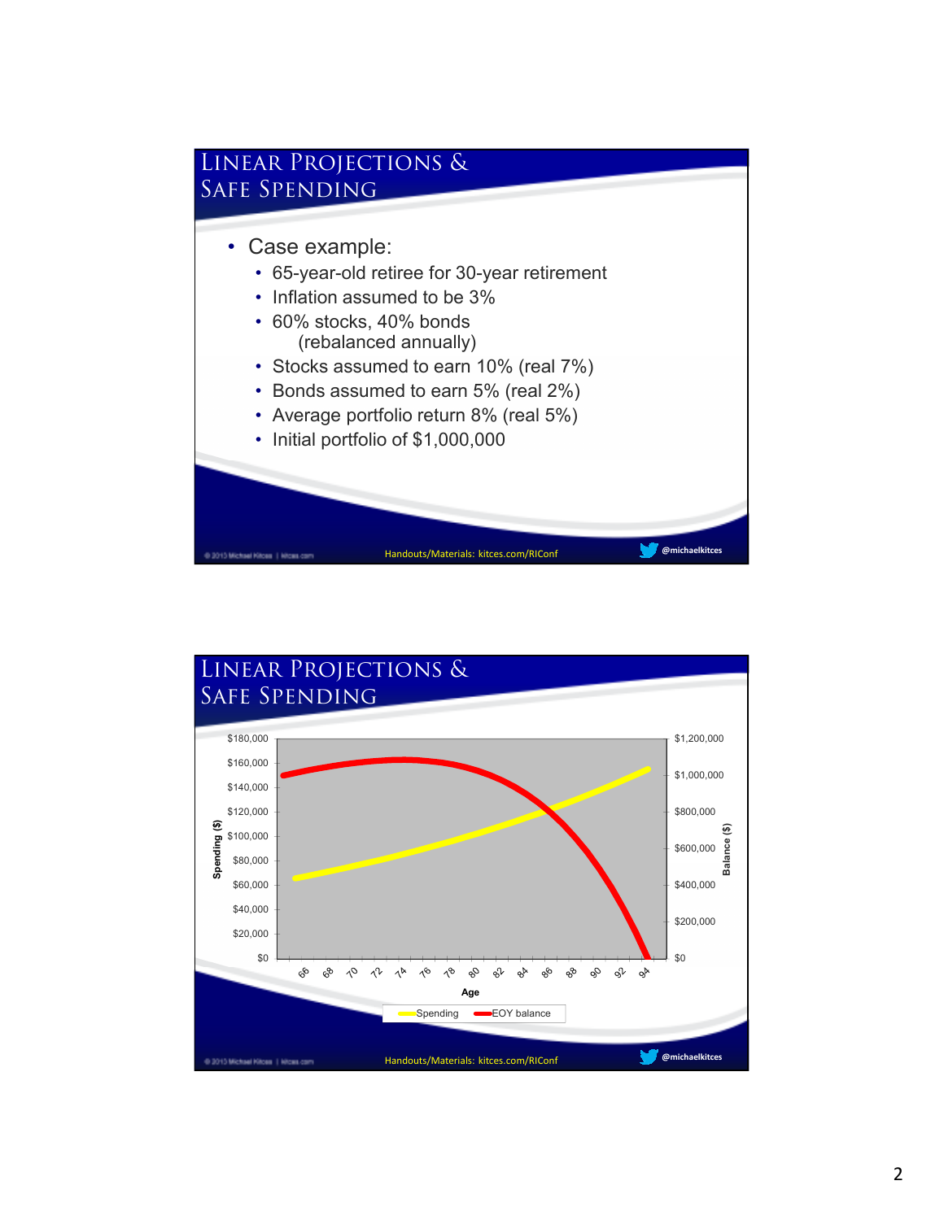# Linear Projections & Safe Spending

- Case example:
  - 65-year-old retiree for 30-year retirement
  - Inflation assumed to be 3%
  - 60% stocks, 40% bonds (rebalanced annually)
  - Stocks assumed to earn 10% (real 7%)
  - Bonds assumed to earn 5% (real 2%)
  - Average portfolio return 8% (real 5%)
  - Initial portfolio of $1,000,000

Handouts/Materials: kitces.com/RIConf

# Linear Projections & Safe Spending

Handouts/Materials: kitces.com/RIConf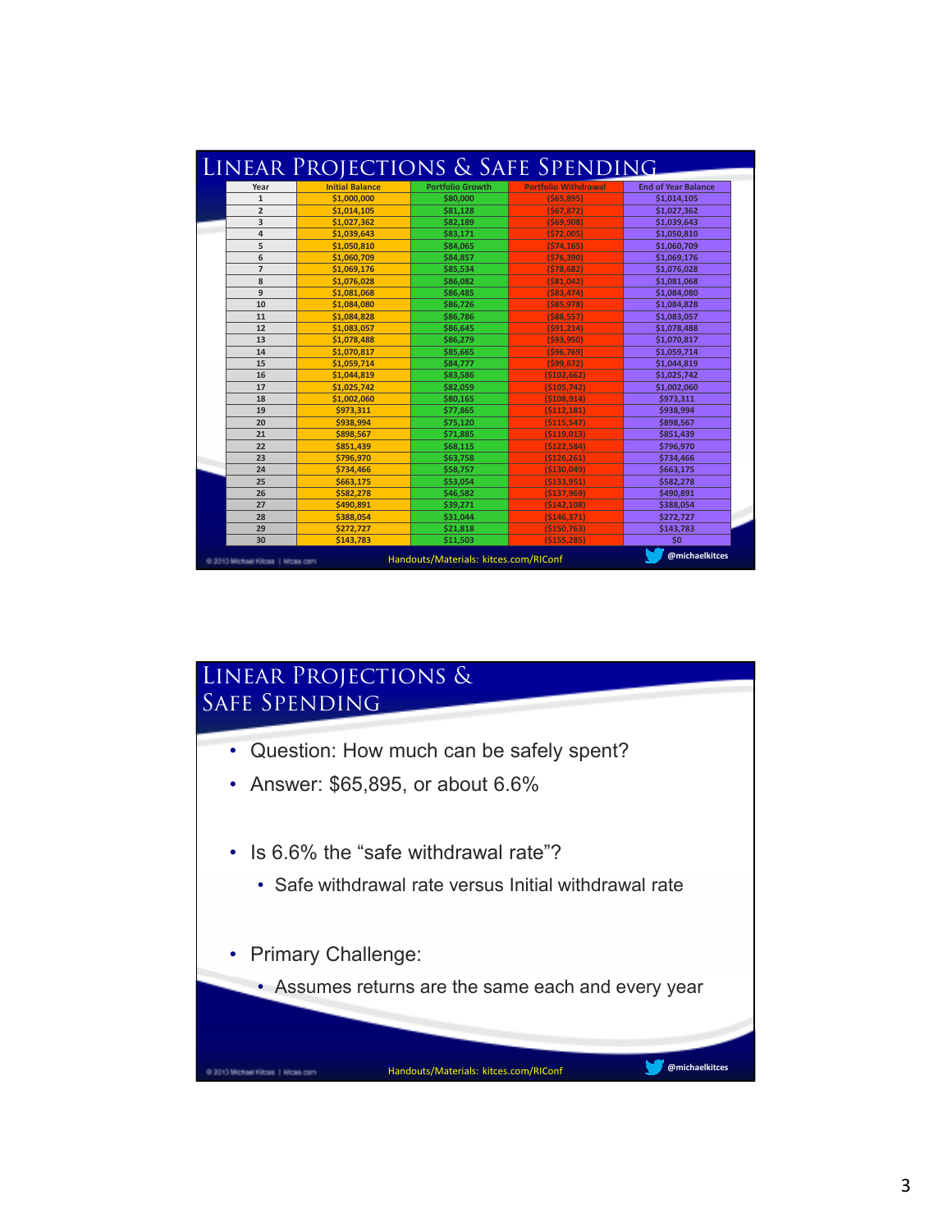## Linear Projections & Safe Spending

| Year | Initial Balance | Portfolio Growth | Portfolio Withdrawal | End of Year Balance |
|---|---|---|---|---|
| 1 | $1,000,000 | $80,000 | ($65,895) | $1,014,105 |
| 2 | $1,014,105 | $81,128 | ($67,872) | $1,027,362 |
| 3 | $1,027,362 | $82,189 | ($69,908) | $1,039,643 |
| 4 | $1,039,643 | $83,171 | ($72,005) | $1,050,810 |
| 5 | $1,050,810 | $84,065 | ($74,165) | $1,060,709 |
| 6 | $1,060,709 | $84,857 | ($76,390) | $1,069,176 |
| 7 | $1,069,176 | $85,534 | ($78,682) | $1,076,028 |
| 8 | $1,076,028 | $86,082 | ($81,042) | $1,081,068 |
| 9 | $1,081,068 | $86,485 | ($83,474) | $1,084,080 |
| 10 | $1,084,080 | $86,726 | ($85,978) | $1,084,828 |
| 11 | $1,084,828 | $86,786 | ($88,557) | $1,083,057 |
| 12 | $1,083,057 | $86,645 | ($91,214) | $1,078,488 |
| 13 | $1,078,488 | $86,279 | ($93,950) | $1,070,817 |
| 14 | $1,070,817 | $85,665 | ($96,769) | $1,059,714 |
| 15 | $1,059,714 | $84,777 | ($99,672) | $1,044,819 |
| 16 | $1,044,819 | $83,586 | ($102,662) | $1,025,742 |
| 17 | $1,025,742 | $82,059 | ($105,742) | $1,002,060 |
| 18 | $1,002,060 | $80,165 | ($108,914) | $973,311 |
| 19 | $973,311 | $77,865 | ($112,181) | $938,994 |
| 20 | $938,994 | $75,120 | ($115,547) | $898,567 |
| 21 | $898,567 | $71,885 | ($119,013) | $851,439 |
| 22 | $851,439 | $68,115 | ($122,584) | $796,970 |
| 23 | $796,970 | $63,758 | ($126,261) | $734,466 |
| 24 | $734,466 | $58,757 | ($130,049) | $663,175 |
| 25 | $663,175 | $53,054 | ($133,951) | $582,278 |
| 26 | $582,278 | $46,582 | ($137,969) | $490,891 |
| 27 | $490,891 | $39,271 | ($142,108) | $388,054 |
| 28 | $388,054 | $31,044 | ($146,371) | $272,727 |
| 29 | $272,727 | $21,818 | ($150,763) | $143,783 |
| 30 | $143,783 | $11,503 | ($155,285) | $0 |

Handouts/Materials: kitces.com/RIConf

@michaelkitces

## Linear Projections & Safe Spending

- Question: How much can be safely spent?
- Answer: $65,895, or about 6.6%
- Is 6.6% the "safe withdrawal rate"?
  - Safe withdrawal rate versus Initial withdrawal rate
- Primary Challenge:
  - Assumes returns are the same each and every year

Handouts/Materials: kitces.com/RIConf

@michaelkitces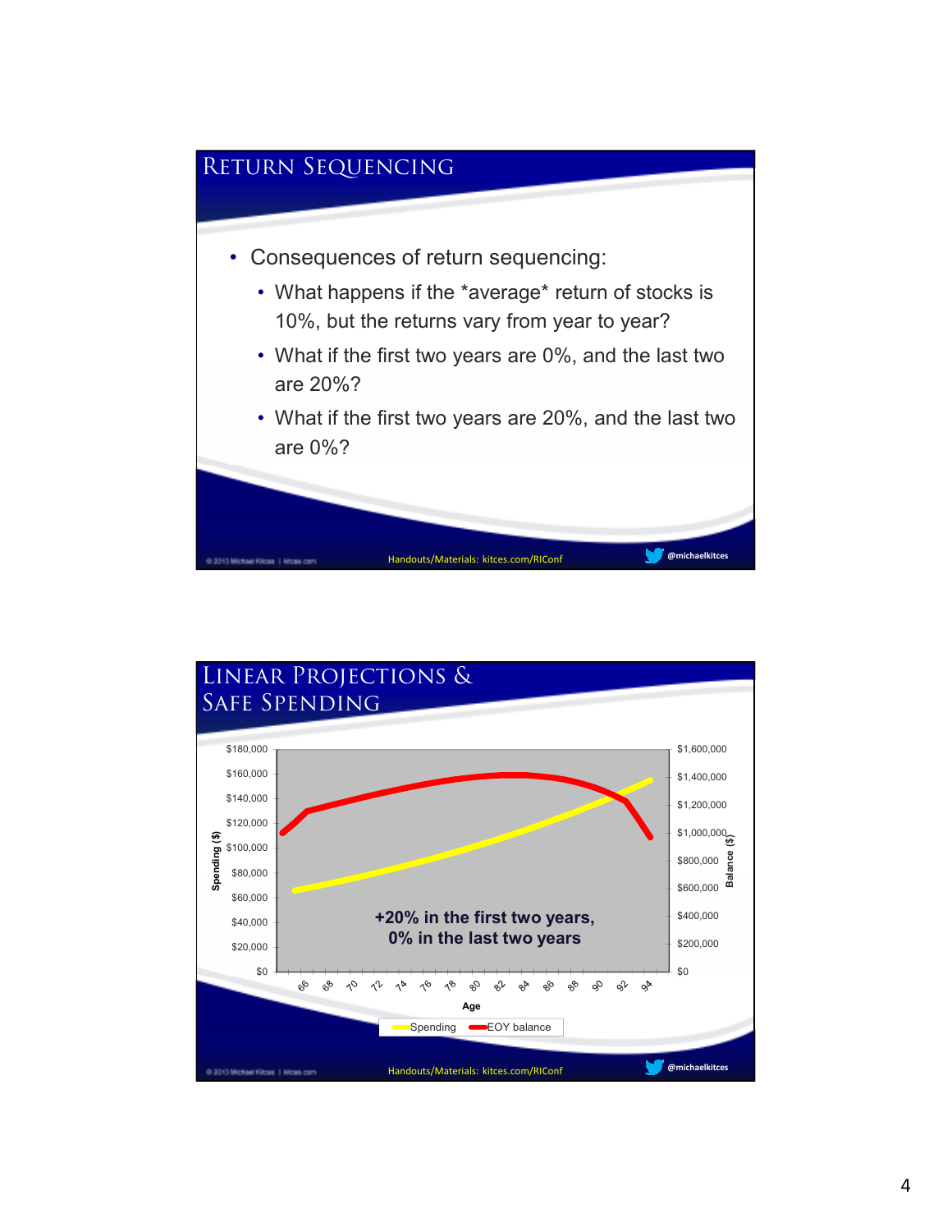## Return Sequencing

- Consequences of return sequencing:
  - What happens if the *average* return of stocks is 10%, but the returns vary from year to year?
  - What if the first two years are 0%, and the last two are 20%?
  - What if the first two years are 20%, and the last two are 0%?

Handouts/Materials: kitces.com/RIConf

@michaelkitces

## Linear Projections & Safe Spending

Spending ($) axis: $0 – $180,000; Balance ($) axis: $0 – $1,600,000; Age: 66 – 94

+20% in the first two years, 0% in the last two years

Legend: Spending, EOY balance

Handouts/Materials: kitces.com/RIConf

@michaelkitces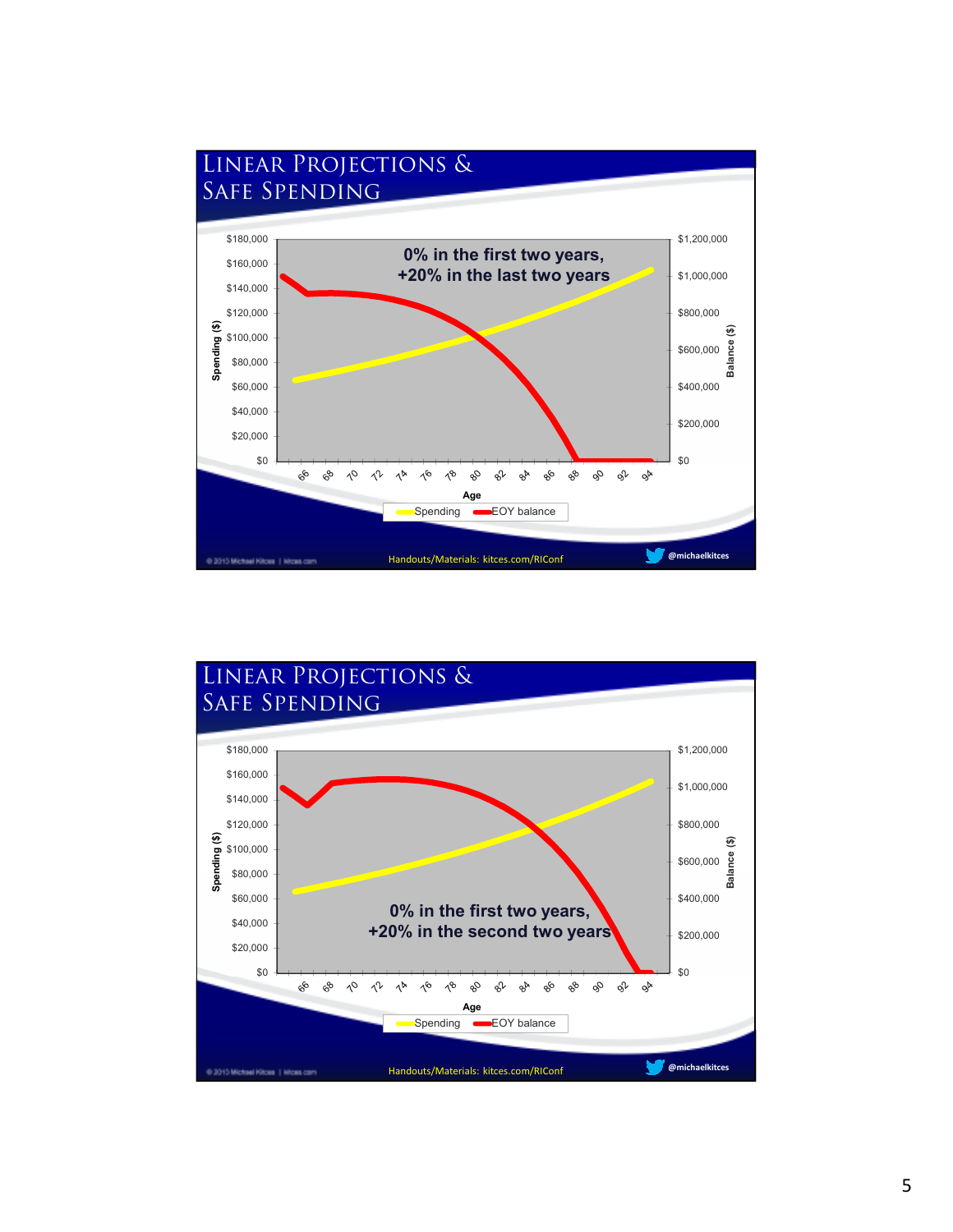## Linear Projections & Safe Spending

0% in the first two years, +20% in the last two years

Spending ($): $0, $20,000, $40,000, $60,000, $80,000, $100,000, $120,000, $140,000, $160,000, $180,000

Balance ($): $0, $200,000, $400,000, $600,000, $800,000, $1,000,000, $1,200,000

Age: 66, 68, 70, 72, 74, 76, 78, 80, 82, 84, 86, 88, 90, 92, 94

Spending — EOY balance

Handouts/Materials: kitces.com/RIConf

@michaelkitces

## Linear Projections & Safe Spending

0% in the first two years, +20% in the second two years

Spending ($): $0, $20,000, $40,000, $60,000, $80,000, $100,000, $120,000, $140,000, $160,000, $180,000

Balance ($): $0, $200,000, $400,000, $600,000, $800,000, $1,000,000, $1,200,000

Age: 66, 68, 70, 72, 74, 76, 78, 80, 82, 84, 86, 88, 90, 92, 94

Spending — EOY balance

Handouts/Materials: kitces.com/RIConf

@michaelkitces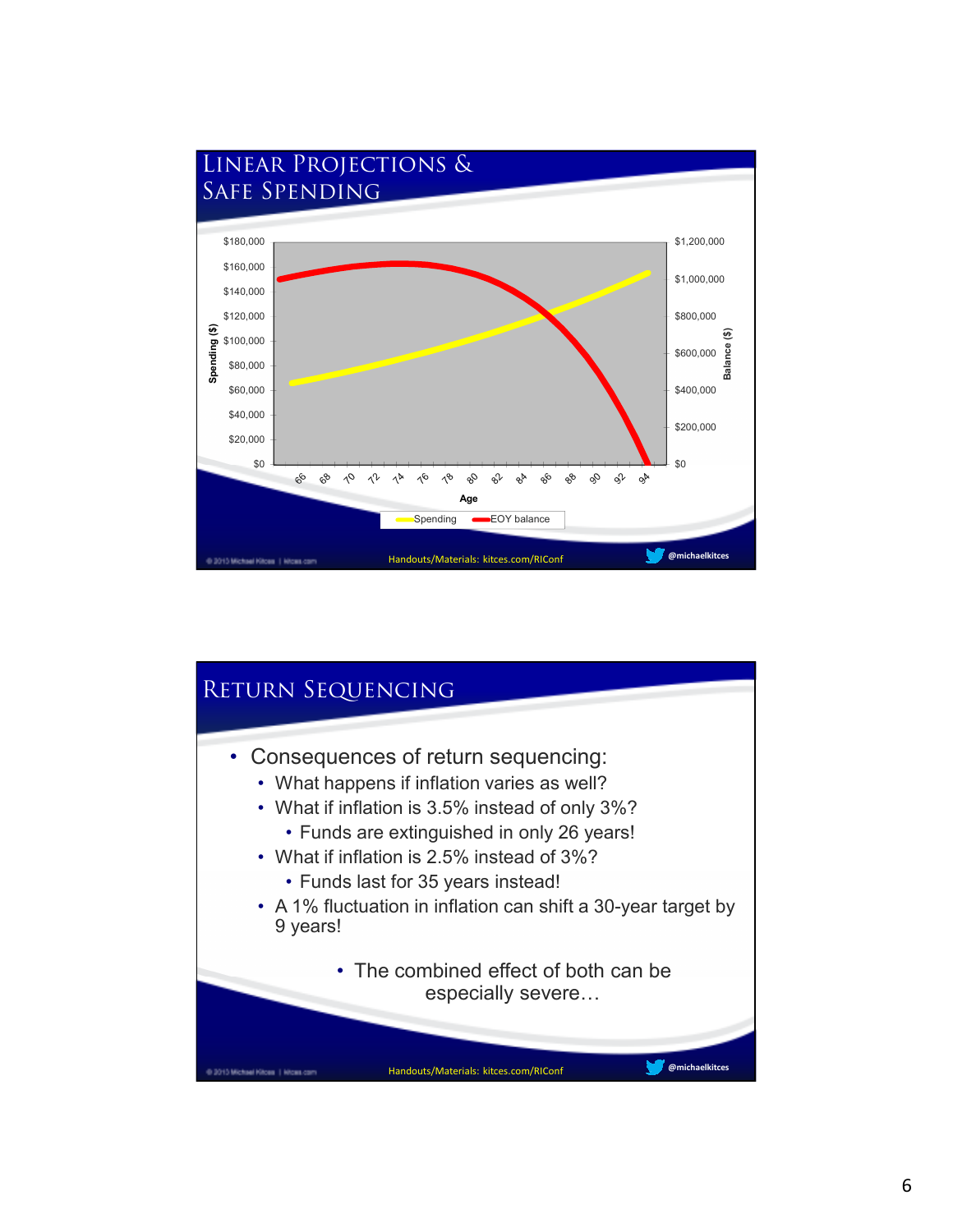## Linear Projections & Safe Spending

Spending ($): $0, $20,000, $40,000, $60,000, $80,000, $100,000, $120,000, $140,000, $160,000, $180,000

Balance ($): $0, $200,000, $400,000, $600,000, $800,000, $1,000,000, $1,200,000

Age: 66, 68, 70, 72, 74, 76, 78, 80, 82, 84, 86, 88, 90, 92, 94

Spending | EOY balance

Handouts/Materials: kitces.com/RIConf

@michaelkitces

## Return Sequencing

- Consequences of return sequencing:
  - What happens if inflation varies as well?
  - What if inflation is 3.5% instead of only 3%?
    - Funds are extinguished in only 26 years!
  - What if inflation is 2.5% instead of 3%?
    - Funds last for 35 years instead!
  - A 1% fluctuation in inflation can shift a 30-year target by 9 years!

- The combined effect of both can be especially severe…

Handouts/Materials: kitces.com/RIConf

@michaelkitces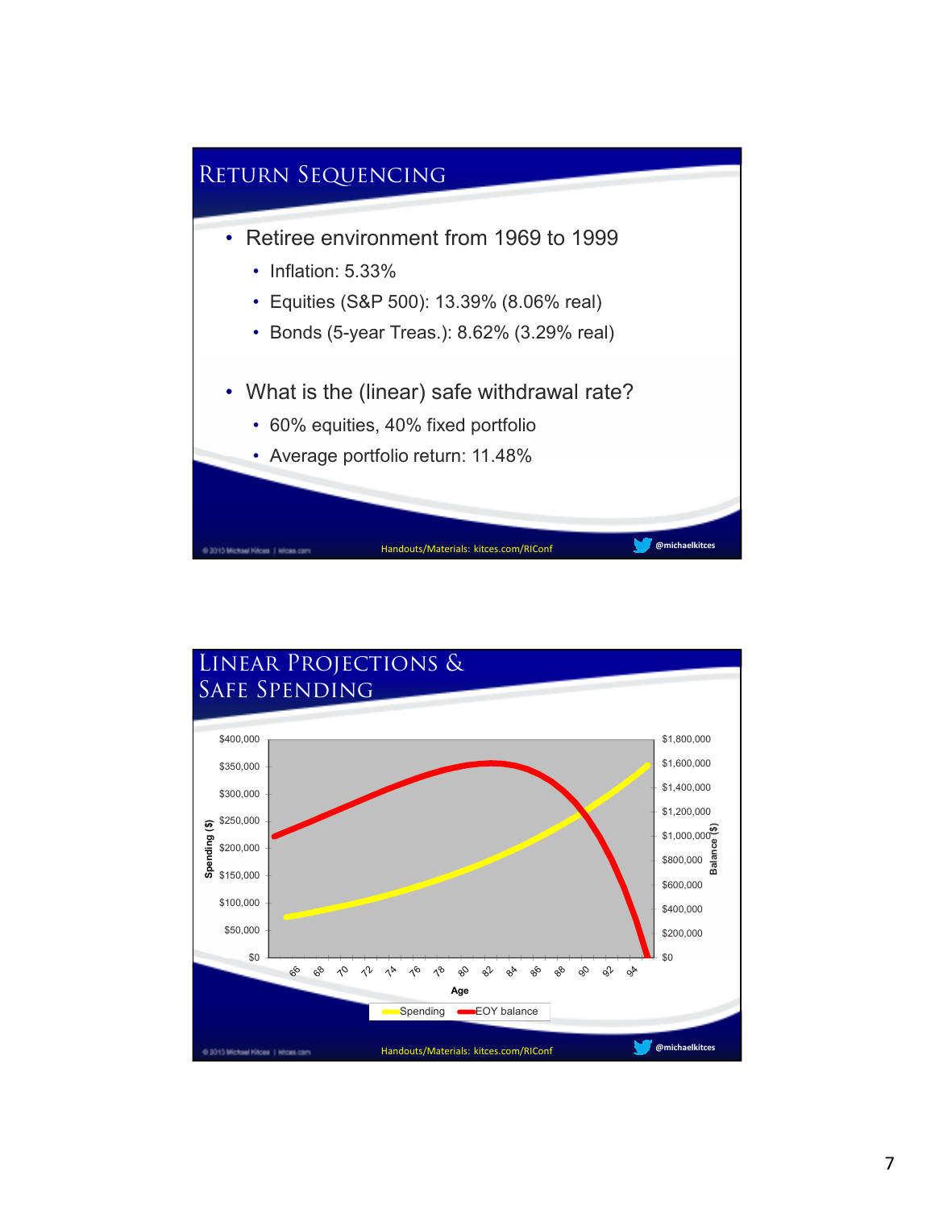## Return Sequencing

- Retiree environment from 1969 to 1999
  - Inflation: 5.33%
  - Equities (S&P 500): 13.39% (8.06% real)
  - Bonds (5-year Treas.): 8.62% (3.29% real)
- What is the (linear) safe withdrawal rate?
  - 60% equities, 40% fixed portfolio
  - Average portfolio return: 11.48%

Handouts/Materials: kitces.com/RIConf

## Linear Projections & Safe Spending

Spending ($): $0 – $400,000; Balance ($): $0 – $1,800,000; Age: 66 – 94

Legend: Spending, EOY balance

Handouts/Materials: kitces.com/RIConf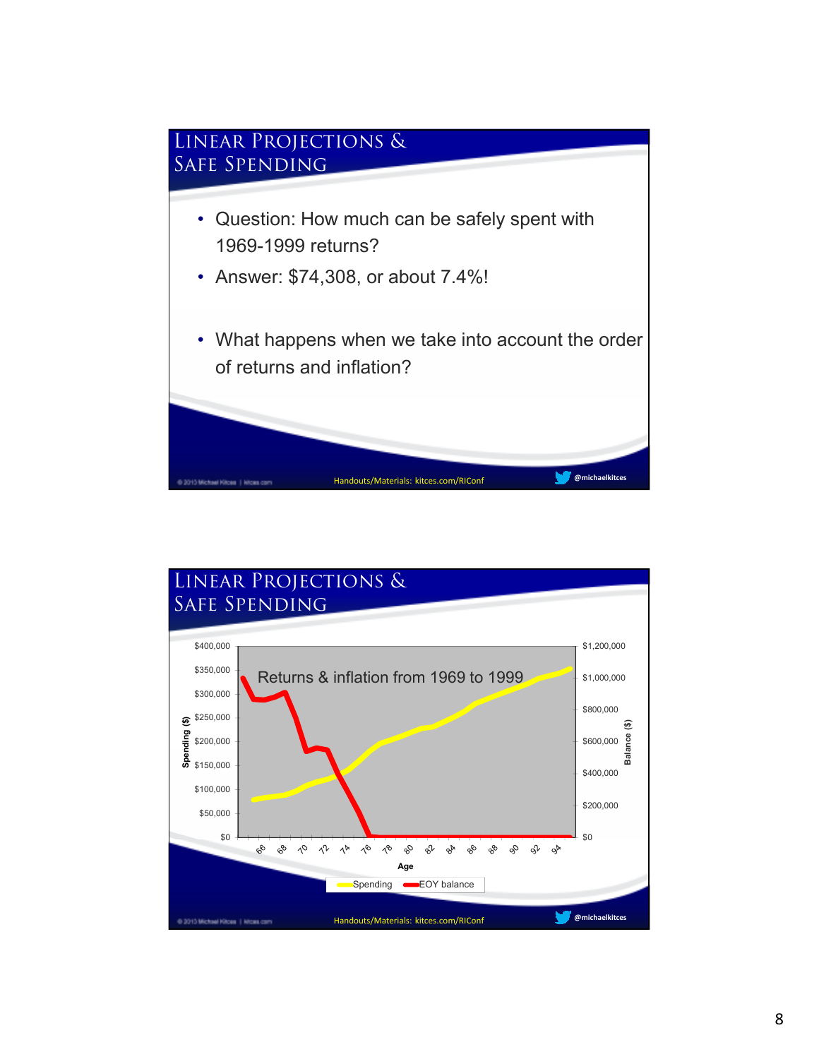## Linear Projections & Safe Spending

- Question: How much can be safely spent with 1969-1999 returns?
- Answer: $74,308, or about 7.4%!
- What happens when we take into account the order of returns and inflation?

Handouts/Materials: kitces.com/RIConf

@michaelkitces

## Linear Projections & Safe Spending

Returns & inflation from 1969 to 1999

Spending ($): $0, $50,000, $100,000, $150,000, $200,000, $250,000, $300,000, $350,000, $400,000

Balance ($): $0, $200,000, $400,000, $600,000, $800,000, $1,000,000, $1,200,000

Age: 66, 68, 70, 72, 74, 76, 78, 80, 82, 84, 86, 88, 90, 92, 94

Spending — EOY balance

Handouts/Materials: kitces.com/RIConf

@michaelkitces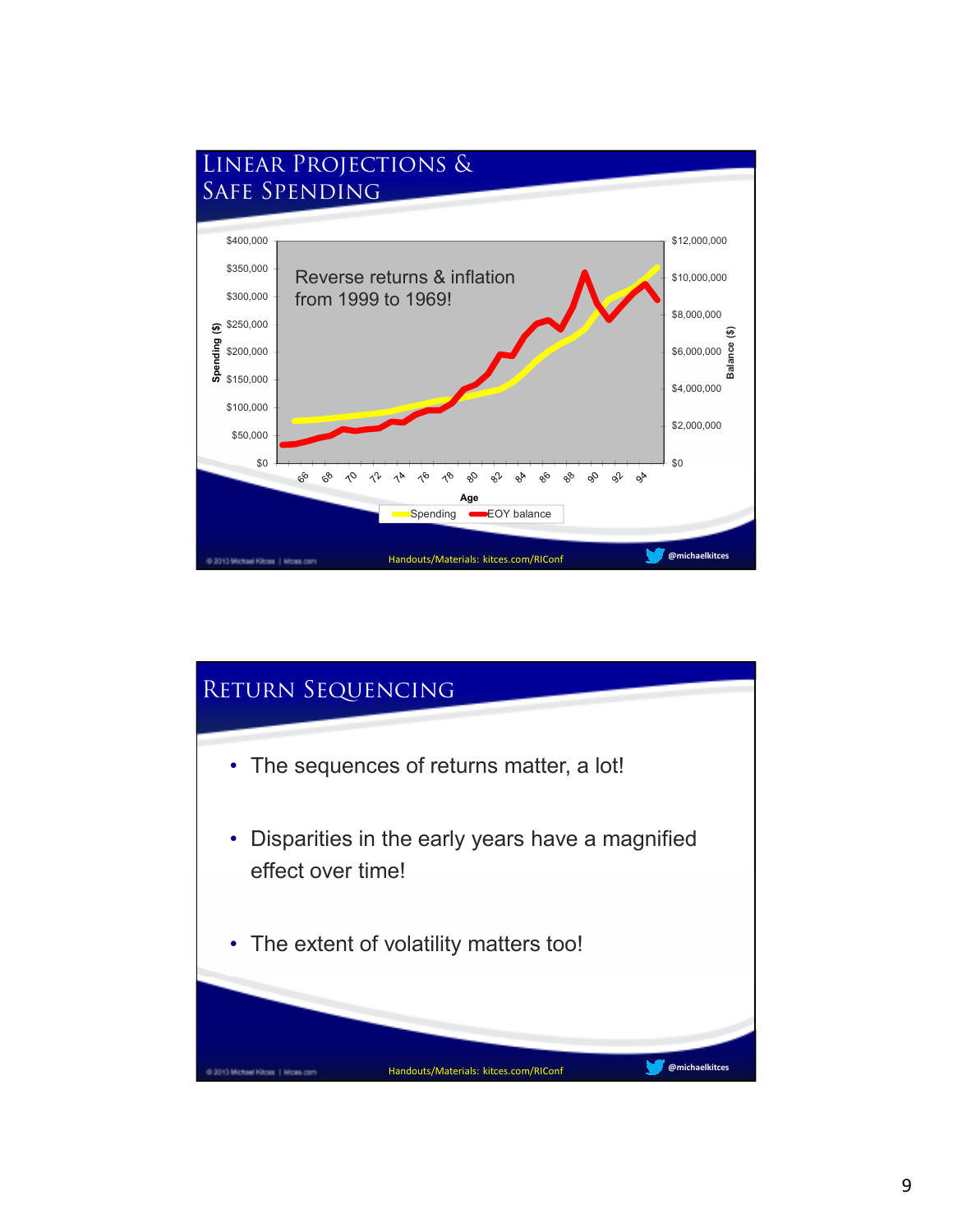## Linear Projections & Safe Spending

Reverse returns & inflation from 1999 to 1969!

Spending ($) — $0 to $400,000; Balance ($) — $0 to $12,000,000; Age 66–94

Spending / EOY balance

Handouts/Materials: kitces.com/RIConf

## Return Sequencing

- The sequences of returns matter, a lot!
- Disparities in the early years have a magnified effect over time!
- The extent of volatility matters too!

Handouts/Materials: kitces.com/RIConf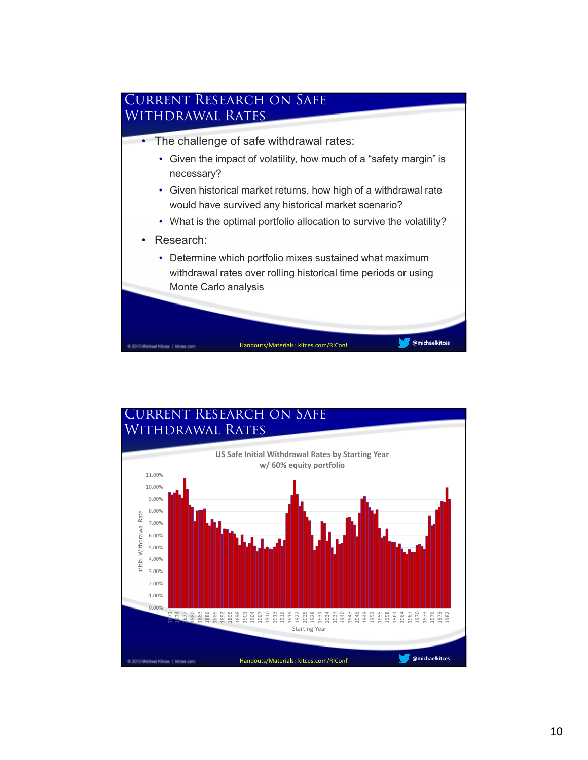## Current Research on Safe Withdrawal Rates

- The challenge of safe withdrawal rates:
  - Given the impact of volatility, how much of a "safety margin" is necessary?
  - Given historical market returns, how high of a withdrawal rate would have survived any historical market scenario?
  - What is the optimal portfolio allocation to survive the volatility?
- Research:
  - Determine which portfolio mixes sustained what maximum withdrawal rates over rolling historical time periods or using Monte Carlo analysis

Handouts/Materials: kitces.com/RIConf

@michaelkitces

## Current Research on Safe Withdrawal Rates

**US Safe Initial Withdrawal Rates by Starting Year w/ 60% equity portfolio**

Handouts/Materials: kitces.com/RIConf

@michaelkitces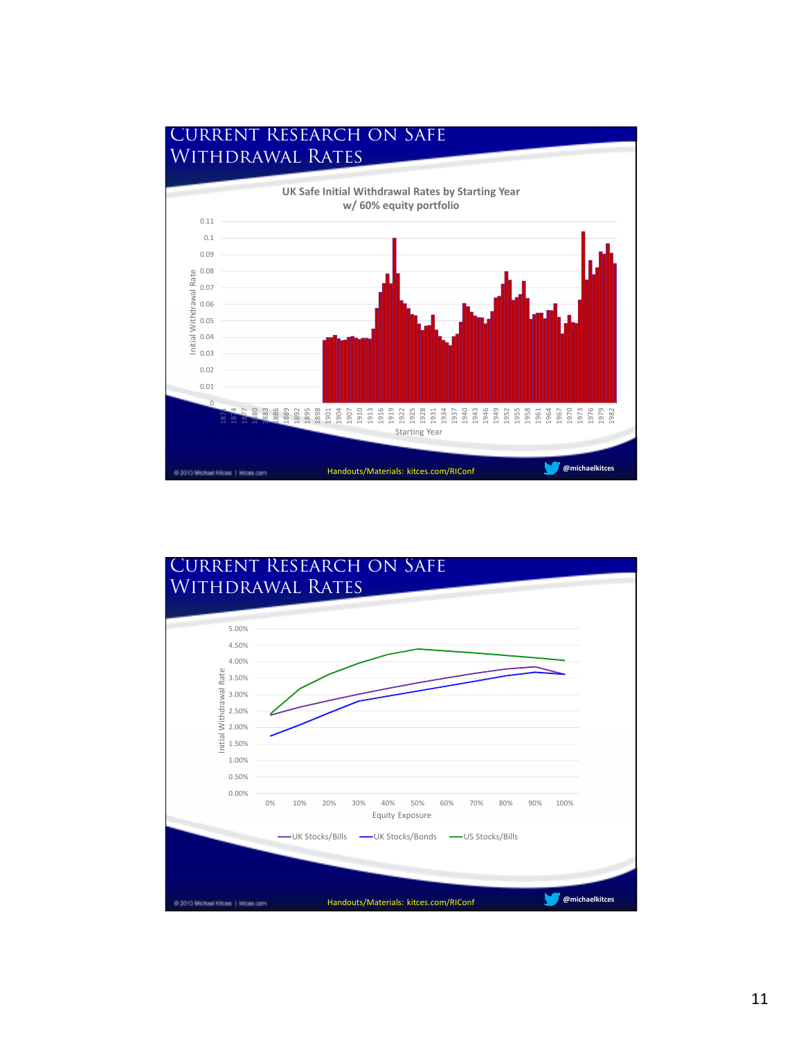# Current Research on Safe Withdrawal Rates

**UK Safe Initial Withdrawal Rates by Starting Year w/ 60% equity portfolio**

Initial Withdrawal Rate

0.11, 0.1, 0.09, 0.08, 0.07, 0.06, 0.05, 0.04, 0.03, 0.02, 0.01, 0

Starting Year

1871, 1874, 1877, 1880, 1883, 1886, 1889, 1892, 1895, 1898, 1901, 1904, 1907, 1910, 1913, 1916, 1919, 1922, 1925, 1928, 1931, 1934, 1937, 1940, 1943, 1946, 1949, 1952, 1955, 1958, 1961, 1964, 1967, 1970, 1973, 1976, 1979, 1982

Handouts/Materials: kitces.com/RIConf

@michaelkitces

# Current Research on Safe Withdrawal Rates

Initial Withdrawal Rate

5.00%, 4.50%, 4.00%, 3.50%, 3.00%, 2.50%, 2.00%, 1.50%, 1.00%, 0.50%, 0.00%

Equity Exposure

0%, 10%, 20%, 30%, 40%, 50%, 60%, 70%, 80%, 90%, 100%

UK Stocks/Bills — UK Stocks/Bonds — US Stocks/Bills

Handouts/Materials: kitces.com/RIConf

@michaelkitces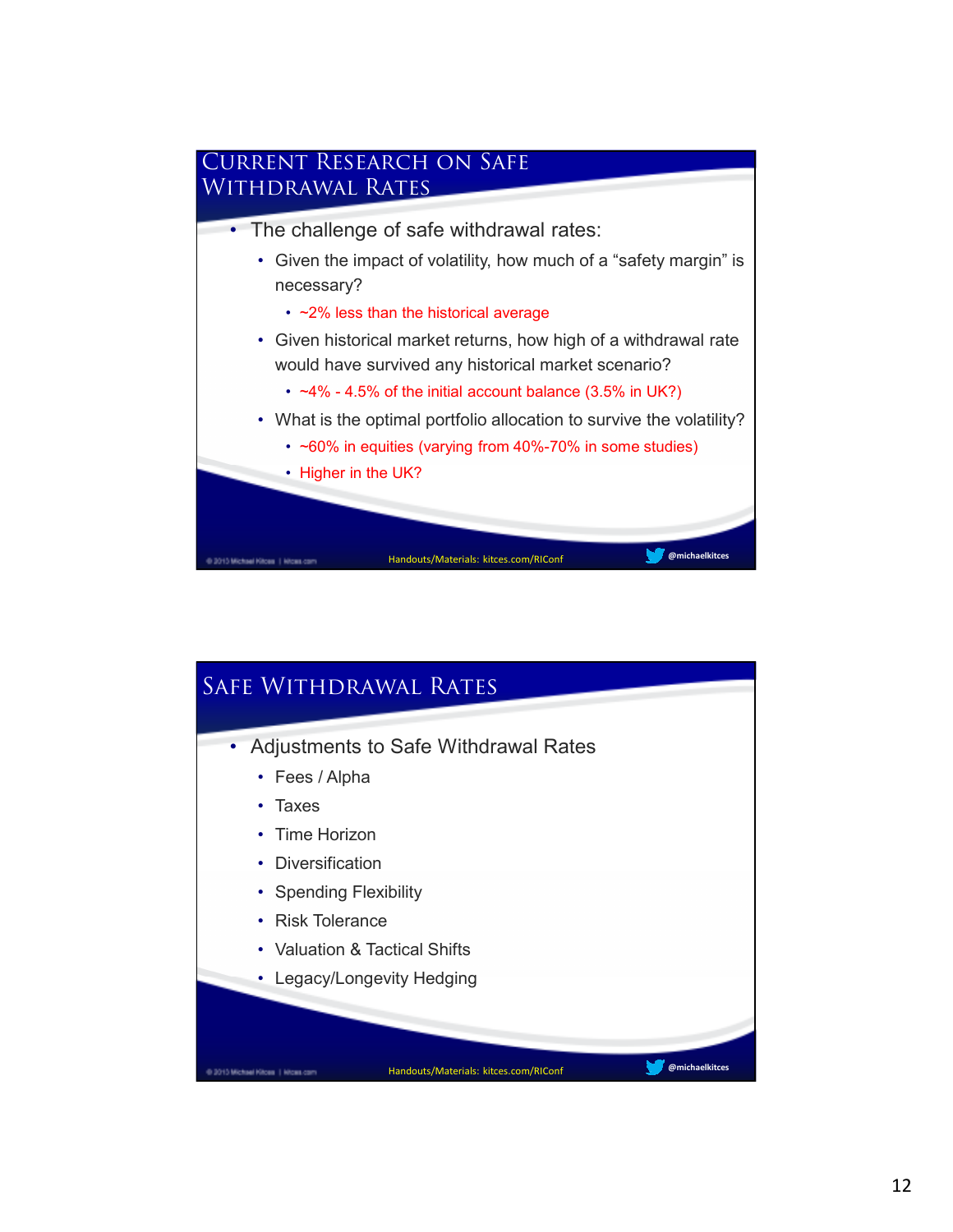## Current Research on Safe Withdrawal Rates

- The challenge of safe withdrawal rates:
  - Given the impact of volatility, how much of a "safety margin" is necessary?
    - ~2% less than the historical average
  - Given historical market returns, how high of a withdrawal rate would have survived any historical market scenario?
    - ~4% - 4.5% of the initial account balance (3.5% in UK?)
  - What is the optimal portfolio allocation to survive the volatility?
    - ~60% in equities (varying from 40%-70% in some studies)
    - Higher in the UK?

## Safe Withdrawal Rates

- Adjustments to Safe Withdrawal Rates
  - Fees / Alpha
  - Taxes
  - Time Horizon
  - Diversification
  - Spending Flexibility
  - Risk Tolerance
  - Valuation & Tactical Shifts
  - Legacy/Longevity Hedging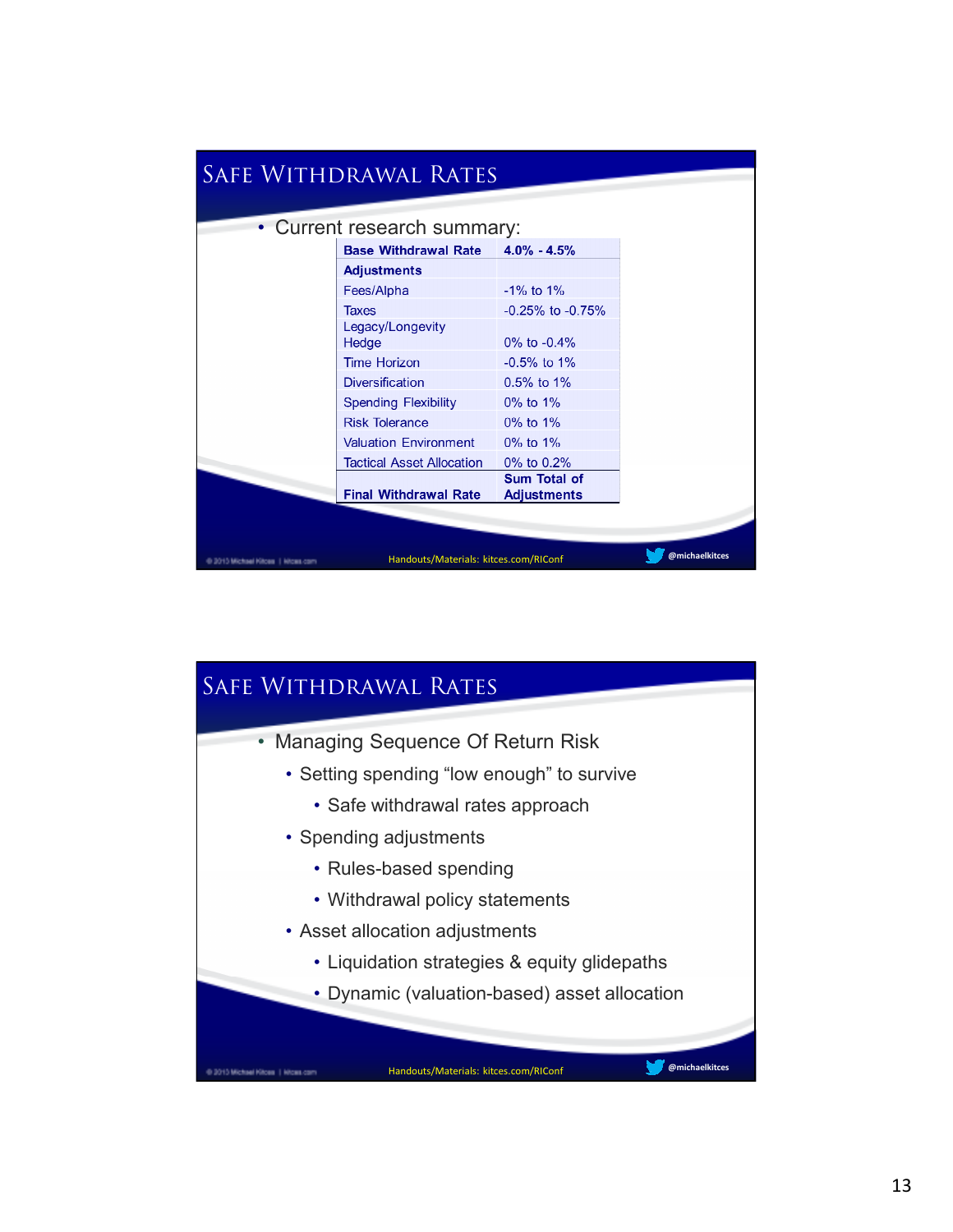## Safe Withdrawal Rates

- Current research summary:

| Base Withdrawal Rate | 4.0% - 4.5% |
|---|---|
| **Adjustments** | |
| Fees/Alpha | -1% to 1% |
| Taxes | -0.25% to -0.75% |
| Legacy/Longevity Hedge | 0% to -0.4% |
| Time Horizon | -0.5% to 1% |
| Diversification | 0.5% to 1% |
| Spending Flexibility | 0% to 1% |
| Risk Tolerance | 0% to 1% |
| Valuation Environment | 0% to 1% |
| Tactical Asset Allocation | 0% to 0.2% |
| **Final Withdrawal Rate** | **Sum Total of Adjustments** |

Handouts/Materials: kitces.com/RIConf

## Safe Withdrawal Rates

- Managing Sequence Of Return Risk
  - Setting spending "low enough" to survive
    - Safe withdrawal rates approach
  - Spending adjustments
    - Rules-based spending
    - Withdrawal policy statements
  - Asset allocation adjustments
    - Liquidation strategies & equity glidepaths
    - Dynamic (valuation-based) asset allocation

Handouts/Materials: kitces.com/RIConf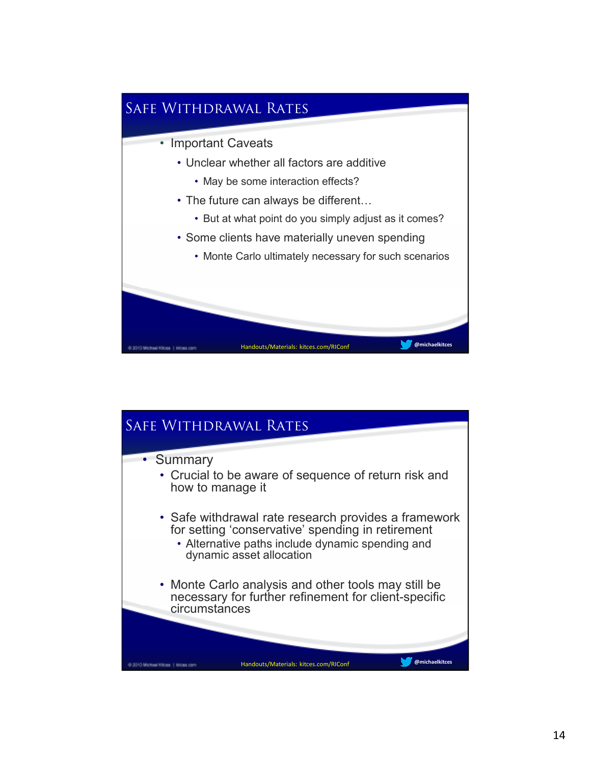## Safe Withdrawal Rates

- Important Caveats
  - Unclear whether all factors are additive
    - May be some interaction effects?
  - The future can always be different…
    - But at what point do you simply adjust as it comes?
  - Some clients have materially uneven spending
    - Monte Carlo ultimately necessary for such scenarios

Handouts/Materials: kitces.com/RIConf

@michaelkitces

## Safe Withdrawal Rates

- Summary
  - Crucial to be aware of sequence of return risk and how to manage it
  - Safe withdrawal rate research provides a framework for setting 'conservative' spending in retirement
    - Alternative paths include dynamic spending and dynamic asset allocation
  - Monte Carlo analysis and other tools may still be necessary for further refinement for client-specific circumstances

Handouts/Materials: kitces.com/RIConf

@michaelkitces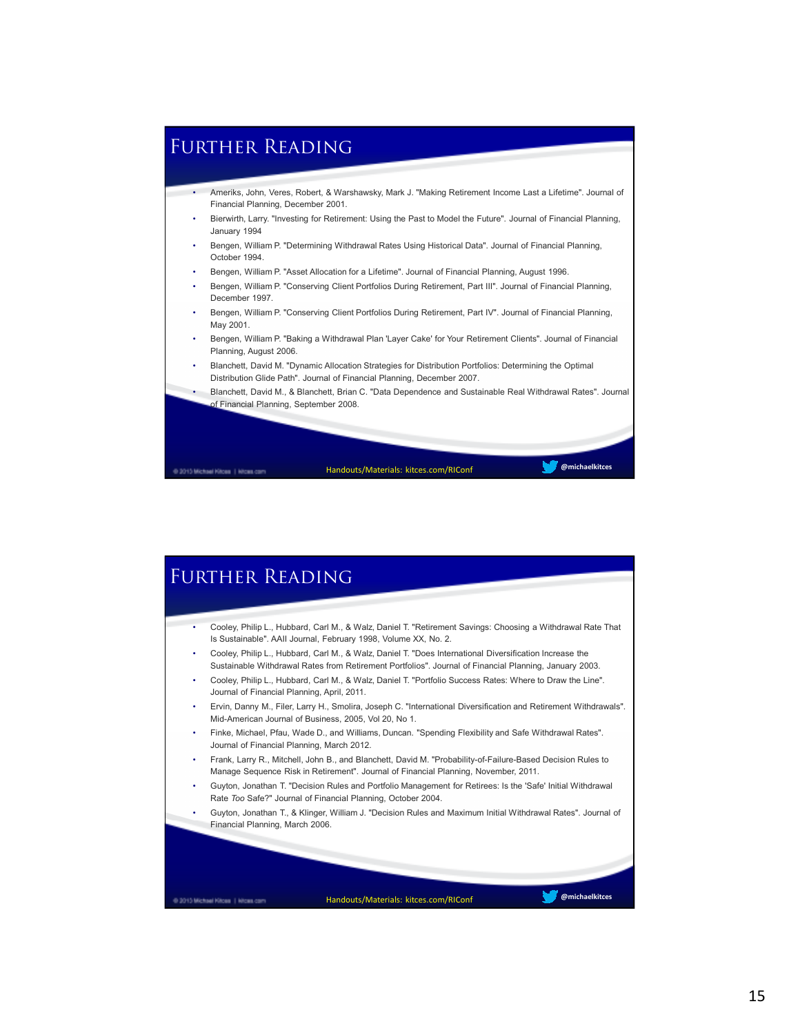## Further Reading

- Ameriks, John, Veres, Robert, & Warshawsky, Mark J. "Making Retirement Income Last a Lifetime". Journal of Financial Planning, December 2001.
- Bierwirth, Larry. "Investing for Retirement: Using the Past to Model the Future". Journal of Financial Planning, January 1994
- Bengen, William P. "Determining Withdrawal Rates Using Historical Data". Journal of Financial Planning, October 1994.
- Bengen, William P. "Asset Allocation for a Lifetime". Journal of Financial Planning, August 1996.
- Bengen, William P. "Conserving Client Portfolios During Retirement, Part III". Journal of Financial Planning, December 1997.
- Bengen, William P. "Conserving Client Portfolios During Retirement, Part IV". Journal of Financial Planning, May 2001.
- Bengen, William P. "Baking a Withdrawal Plan 'Layer Cake' for Your Retirement Clients". Journal of Financial Planning, August 2006.
- Blanchett, David M. "Dynamic Allocation Strategies for Distribution Portfolios: Determining the Optimal Distribution Glide Path". Journal of Financial Planning, December 2007.
- Blanchett, David M., & Blanchett, Brian C. "Data Dependence and Sustainable Real Withdrawal Rates". Journal of Financial Planning, September 2008.

Handouts/Materials: kitces.com/RIConf

@michaelkitces

## Further Reading

- Cooley, Philip L., Hubbard, Carl M., & Walz, Daniel T. "Retirement Savings: Choosing a Withdrawal Rate That Is Sustainable". AAII Journal, February 1998, Volume XX, No. 2.
- Cooley, Philip L., Hubbard, Carl M., & Walz, Daniel T. "Does International Diversification Increase the Sustainable Withdrawal Rates from Retirement Portfolios". Journal of Financial Planning, January 2003.
- Cooley, Philip L., Hubbard, Carl M., & Walz, Daniel T. "Portfolio Success Rates: Where to Draw the Line". Journal of Financial Planning, April, 2011.
- Ervin, Danny M., Filer, Larry H., Smolira, Joseph C. "International Diversification and Retirement Withdrawals". Mid-American Journal of Business, 2005, Vol 20, No 1.
- Finke, Michael, Pfau, Wade D., and Williams, Duncan. "Spending Flexibility and Safe Withdrawal Rates". Journal of Financial Planning, March 2012.
- Frank, Larry R., Mitchell, John B., and Blanchett, David M. "Probability-of-Failure-Based Decision Rules to Manage Sequence Risk in Retirement". Journal of Financial Planning, November, 2011.
- Guyton, Jonathan T. "Decision Rules and Portfolio Management for Retirees: Is the 'Safe' Initial Withdrawal Rate *Too* Safe?" Journal of Financial Planning, October 2004.
- Guyton, Jonathan T., & Klinger, William J. "Decision Rules and Maximum Initial Withdrawal Rates". Journal of Financial Planning, March 2006.

Handouts/Materials: kitces.com/RIConf

@michaelkitces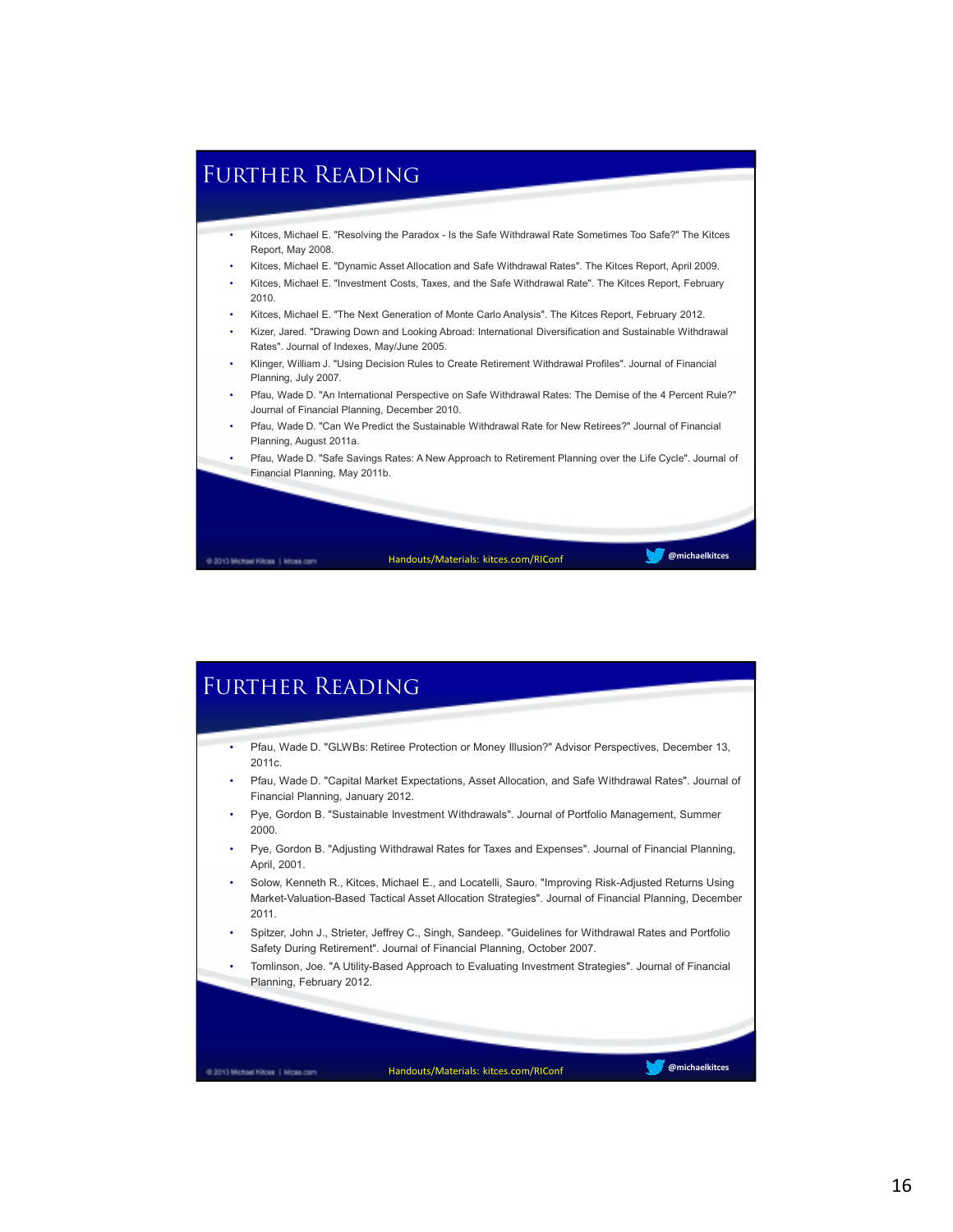## Further Reading

- Kitces, Michael E. "Resolving the Paradox - Is the Safe Withdrawal Rate Sometimes Too Safe?" The Kitces Report, May 2008.
- Kitces, Michael E. "Dynamic Asset Allocation and Safe Withdrawal Rates". The Kitces Report, April 2009.
- Kitces, Michael E. "Investment Costs, Taxes, and the Safe Withdrawal Rate". The Kitces Report, February 2010.
- Kitces, Michael E. "The Next Generation of Monte Carlo Analysis". The Kitces Report, February 2012.
- Kizer, Jared. "Drawing Down and Looking Abroad: International Diversification and Sustainable Withdrawal Rates". Journal of Indexes, May/June 2005.
- Klinger, William J. "Using Decision Rules to Create Retirement Withdrawal Profiles". Journal of Financial Planning, July 2007.
- Pfau, Wade D. "An International Perspective on Safe Withdrawal Rates: The Demise of the 4 Percent Rule?" Journal of Financial Planning, December 2010.
- Pfau, Wade D. "Can We Predict the Sustainable Withdrawal Rate for New Retirees?" Journal of Financial Planning, August 2011a.
- Pfau, Wade D. "Safe Savings Rates: A New Approach to Retirement Planning over the Life Cycle". Journal of Financial Planning, May 2011b.

Handouts/Materials: kitces.com/RIConf

@michaelkitces

## Further Reading

- Pfau, Wade D. "GLWBs: Retiree Protection or Money Illusion?" Advisor Perspectives, December 13, 2011c.
- Pfau, Wade D. "Capital Market Expectations, Asset Allocation, and Safe Withdrawal Rates". Journal of Financial Planning, January 2012.
- Pye, Gordon B. "Sustainable Investment Withdrawals". Journal of Portfolio Management, Summer 2000.
- Pye, Gordon B. "Adjusting Withdrawal Rates for Taxes and Expenses". Journal of Financial Planning, April, 2001.
- Solow, Kenneth R., Kitces, Michael E., and Locatelli, Sauro. "Improving Risk-Adjusted Returns Using Market-Valuation-Based Tactical Asset Allocation Strategies". Journal of Financial Planning, December 2011.
- Spitzer, John J., Strieter, Jeffrey C., Singh, Sandeep. "Guidelines for Withdrawal Rates and Portfolio Safety During Retirement". Journal of Financial Planning, October 2007.
- Tomlinson, Joe. "A Utility-Based Approach to Evaluating Investment Strategies". Journal of Financial Planning, February 2012.

Handouts/Materials: kitces.com/RIConf

@michaelkitces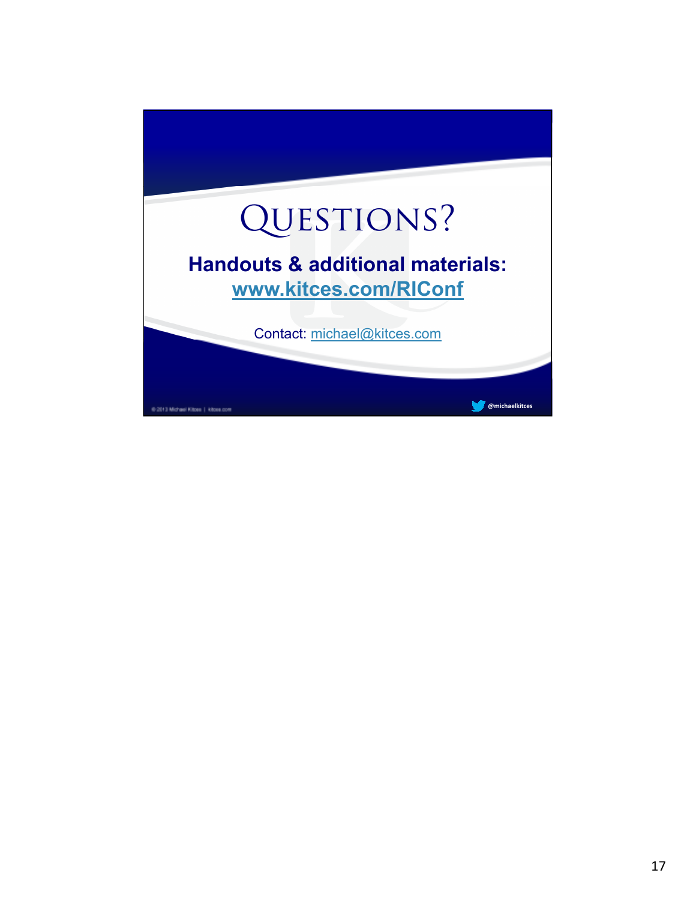# Questions?

**Handouts & additional materials:**
**www.kitces.com/RIConf**

Contact: michael@kitces.com

© 2013 Michael Kitces | kitces.com

@michaelkitces